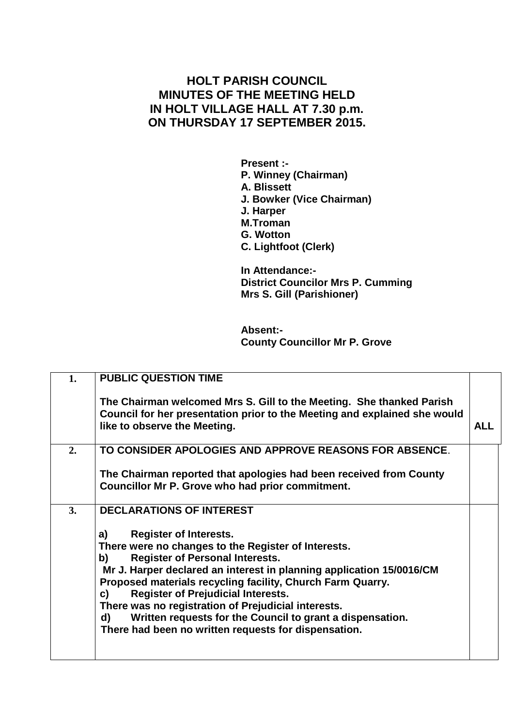# HOLT PARISH COUNCIL
# MINUTES OF THE MEETING HELD
# IN HOLT VILLAGE HALL AT 7.30 p.m.
# ON THURSDAY 17 SEPTEMBER 2015.

**Present :-**
**P. Winney (Chairman)**
**A. Blissett**
**J. Bowker (Vice Chairman)**
**J. Harper**
**M.Troman**
**G. Wotton**
**C. Lightfoot (Clerk)**

**In Attendance:-**
**District Councilor Mrs P. Cumming**
**Mrs S. Gill (Parishioner)**

**Absent:-**
**County Councillor Mr P. Grove**

| | | |
|---|---|---|
| **1.** | **PUBLIC QUESTION TIME**<br><br>**The Chairman welcomed Mrs S. Gill to the Meeting. She thanked Parish Council for her presentation prior to the Meeting and explained she would like to observe the Meeting.** | **ALL** |
| **2.** | **TO CONSIDER APOLOGIES AND APPROVE REASONS FOR ABSENCE.**<br><br>**The Chairman reported that apologies had been received from County Councillor Mr P. Grove who had prior commitment.** | |
| **3.** | **DECLARATIONS OF INTEREST**<br><br>**a) Register of Interests.**<br>**There were no changes to the Register of Interests.**<br>**b) Register of Personal Interests.**<br>**Mr J. Harper declared an interest in planning application 15/0016/CM Proposed materials recycling facility, Church Farm Quarry.**<br>**c) Register of Prejudicial Interests.**<br>**There was no registration of Prejudicial interests.**<br>**d) Written requests for the Council to grant a dispensation.**<br>**There had been no written requests for dispensation.** | |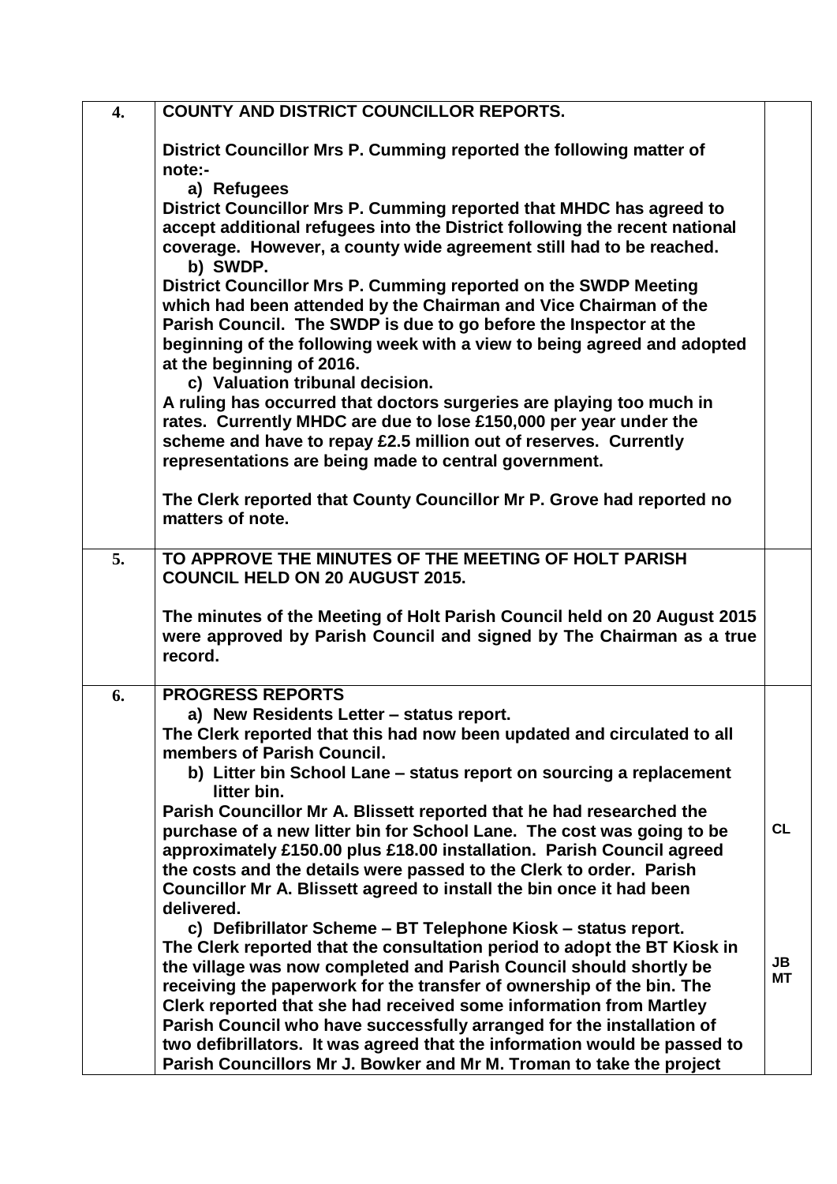| | | |
|---|---|---|
| **4.** | **COUNTY AND DISTRICT COUNCILLOR REPORTS.**<br><br>**District Councillor Mrs P. Cumming reported the following matter of note:-**<br>**a) Refugees**<br>**District Councillor Mrs P. Cumming reported that MHDC has agreed to accept additional refugees into the District following the recent national coverage. However, a county wide agreement still had to be reached.**<br>**b) SWDP.**<br>**District Councillor Mrs P. Cumming reported on the SWDP Meeting which had been attended by the Chairman and Vice Chairman of the Parish Council. The SWDP is due to go before the Inspector at the beginning of the following week with a view to being agreed and adopted at the beginning of 2016.**<br>**c) Valuation tribunal decision.**<br>**A ruling has occurred that doctors surgeries are playing too much in rates. Currently MHDC are due to lose £150,000 per year under the scheme and have to repay £2.5 million out of reserves. Currently representations are being made to central government.**<br><br>**The Clerk reported that County Councillor Mr P. Grove had reported no matters of note.** | |
| **5.** | **TO APPROVE THE MINUTES OF THE MEETING OF HOLT PARISH COUNCIL HELD ON 20 AUGUST 2015.**<br><br>**The minutes of the Meeting of Holt Parish Council held on 20 August 2015 were approved by Parish Council and signed by The Chairman as a true record.** | |
| **6.** | **PROGRESS REPORTS**<br>**a) New Residents Letter – status report.**<br>**The Clerk reported that this had now been updated and circulated to all members of Parish Council.**<br>**b) Litter bin School Lane – status report on sourcing a replacement litter bin.**<br>**Parish Councillor Mr A. Blissett reported that he had researched the purchase of a new litter bin for School Lane. The cost was going to be approximately £150.00 plus £18.00 installation. Parish Council agreed the costs and the details were passed to the Clerk to order. Parish Councillor Mr A. Blissett agreed to install the bin once it had been delivered.**<br>**c) Defibrillator Scheme – BT Telephone Kiosk – status report.**<br>**The Clerk reported that the consultation period to adopt the BT Kiosk in the village was now completed and Parish Council should shortly be receiving the paperwork for the transfer of ownership of the bin. The Clerk reported that she had received some information from Martley Parish Council who have successfully arranged for the installation of two defibrillators. It was agreed that the information would be passed to Parish Councillors Mr J. Bowker and Mr M. Troman to take the project** | **CL**<br><br>**JB**<br>**MT** |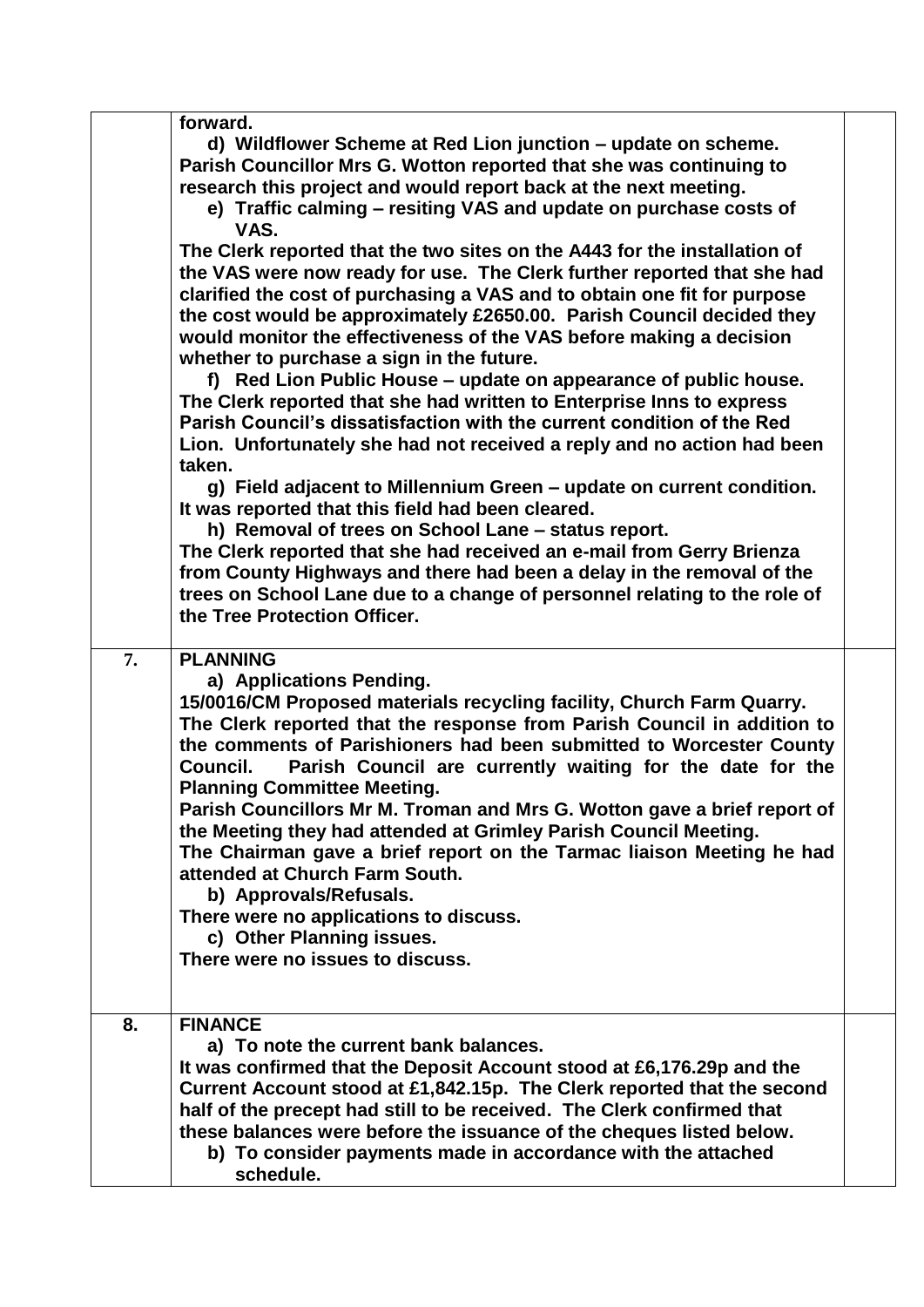| | | |
|---|---|---|
| | **forward.**<br>**d) Wildflower Scheme at Red Lion junction – update on scheme.**<br>**Parish Councillor Mrs G. Wotton reported that she was continuing to research this project and would report back at the next meeting.**<br>**e) Traffic calming – resiting VAS and update on purchase costs of VAS.**<br>**The Clerk reported that the two sites on the A443 for the installation of the VAS were now ready for use. The Clerk further reported that she had clarified the cost of purchasing a VAS and to obtain one fit for purpose the cost would be approximately £2650.00. Parish Council decided they would monitor the effectiveness of the VAS before making a decision whether to purchase a sign in the future.**<br>**f) Red Lion Public House – update on appearance of public house.**<br>**The Clerk reported that she had written to Enterprise Inns to express Parish Council's dissatisfaction with the current condition of the Red Lion. Unfortunately she had not received a reply and no action had been taken.**<br>**g) Field adjacent to Millennium Green – update on current condition.**<br>**It was reported that this field had been cleared.**<br>**h) Removal of trees on School Lane – status report.**<br>**The Clerk reported that she had received an e-mail from Gerry Brienza from County Highways and there had been a delay in the removal of the trees on School Lane due to a change of personnel relating to the role of the Tree Protection Officer.** | |
| **7.** | **PLANNING**<br>**a) Applications Pending.**<br>**15/0016/CM Proposed materials recycling facility, Church Farm Quarry.**<br>**The Clerk reported that the response from Parish Council in addition to the comments of Parishioners had been submitted to Worcester County Council. Parish Council are currently waiting for the date for the Planning Committee Meeting.**<br>**Parish Councillors Mr M. Troman and Mrs G. Wotton gave a brief report of the Meeting they had attended at Grimley Parish Council Meeting.**<br>**The Chairman gave a brief report on the Tarmac liaison Meeting he had attended at Church Farm South.**<br>**b) Approvals/Refusals.**<br>**There were no applications to discuss.**<br>**c) Other Planning issues.**<br>**There were no issues to discuss.** | |
| **8.** | **FINANCE**<br>**a) To note the current bank balances.**<br>**It was confirmed that the Deposit Account stood at £6,176.29p and the Current Account stood at £1,842.15p. The Clerk reported that the second half of the precept had still to be received. The Clerk confirmed that these balances were before the issuance of the cheques listed below.**<br>**b) To consider payments made in accordance with the attached schedule.** | |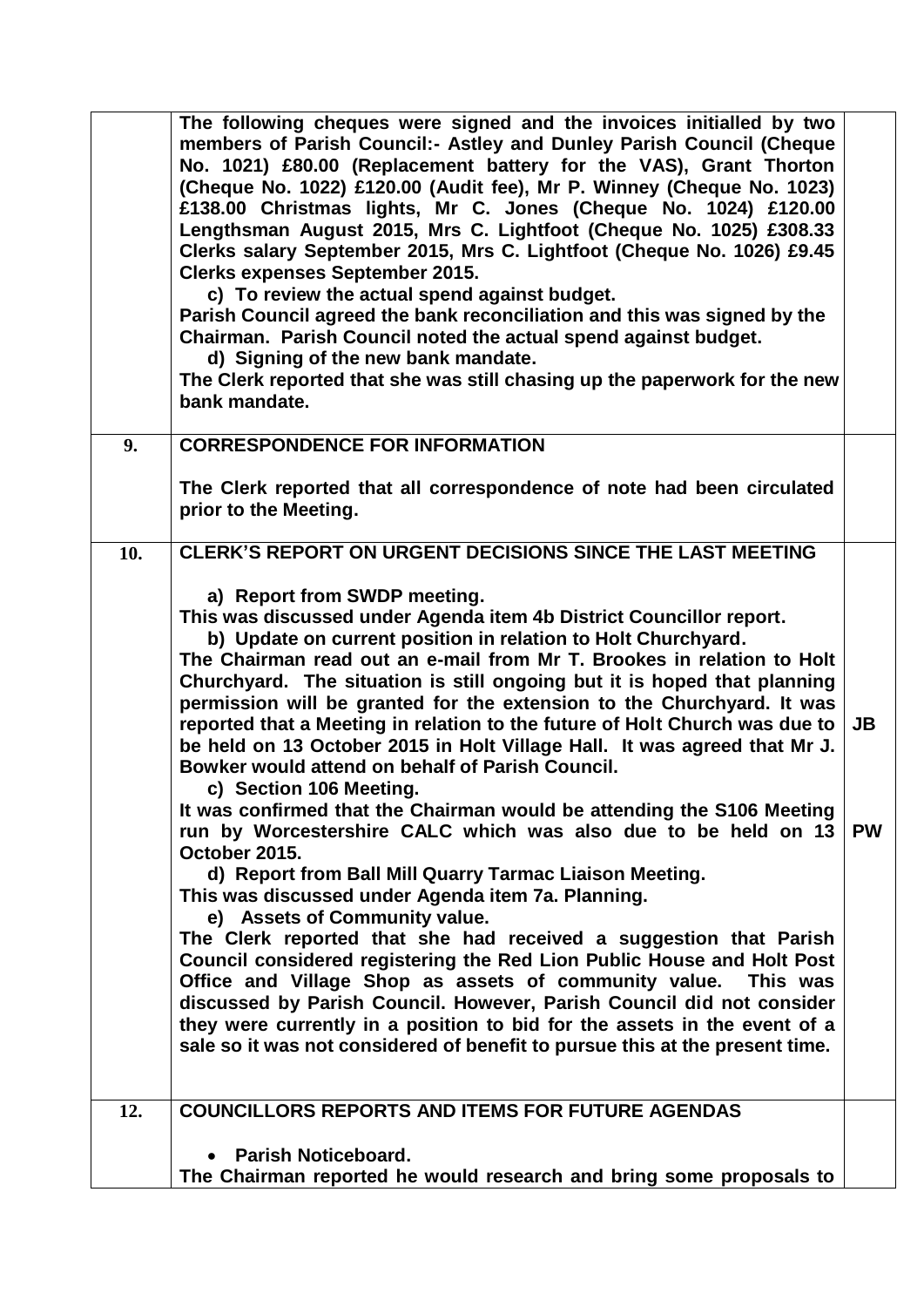| | | |
|---|---|---|
| | **The following cheques were signed and the invoices initialled by two members of Parish Council:- Astley and Dunley Parish Council (Cheque No. 1021) £80.00 (Replacement battery for the VAS), Grant Thorton (Cheque No. 1022) £120.00 (Audit fee), Mr P. Winney (Cheque No. 1023) £138.00 Christmas lights, Mr C. Jones (Cheque No. 1024) £120.00 Lengthsman August 2015, Mrs C. Lightfoot (Cheque No. 1025) £308.33 Clerks salary September 2015, Mrs C. Lightfoot (Cheque No. 1026) £9.45 Clerks expenses September 2015.**<br>**c) To review the actual spend against budget.**<br>**Parish Council agreed the bank reconciliation and this was signed by the Chairman. Parish Council noted the actual spend against budget.**<br>**d) Signing of the new bank mandate.**<br>**The Clerk reported that she was still chasing up the paperwork for the new bank mandate.** | |
| **9.** | **CORRESPONDENCE FOR INFORMATION**<br><br>**The Clerk reported that all correspondence of note had been circulated prior to the Meeting.** | |
| **10.** | **CLERK'S REPORT ON URGENT DECISIONS SINCE THE LAST MEETING**<br><br>**a) Report from SWDP meeting.**<br>**This was discussed under Agenda item 4b District Councillor report.**<br>**b) Update on current position in relation to Holt Churchyard.**<br>**The Chairman read out an e-mail from Mr T. Brookes in relation to Holt Churchyard. The situation is still ongoing but it is hoped that planning permission will be granted for the extension to the Churchyard. It was reported that a Meeting in relation to the future of Holt Church was due to be held on 13 October 2015 in Holt Village Hall. It was agreed that Mr J. Bowker would attend on behalf of Parish Council.**<br>**c) Section 106 Meeting.**<br>**It was confirmed that the Chairman would be attending the S106 Meeting run by Worcestershire CALC which was also due to be held on 13 October 2015.**<br>**d) Report from Ball Mill Quarry Tarmac Liaison Meeting.**<br>**This was discussed under Agenda item 7a. Planning.**<br>**e) Assets of Community value.**<br>**The Clerk reported that she had received a suggestion that Parish Council considered registering the Red Lion Public House and Holt Post Office and Village Shop as assets of community value. This was discussed by Parish Council. However, Parish Council did not consider they were currently in a position to bid for the assets in the event of a sale so it was not considered of benefit to pursue this at the present time.** | **JB**<br><br>**PW** |
| **12.** | **COUNCILLORS REPORTS AND ITEMS FOR FUTURE AGENDAS**<br><br>• **Parish Noticeboard.**<br>**The Chairman reported he would research and bring some proposals to** | |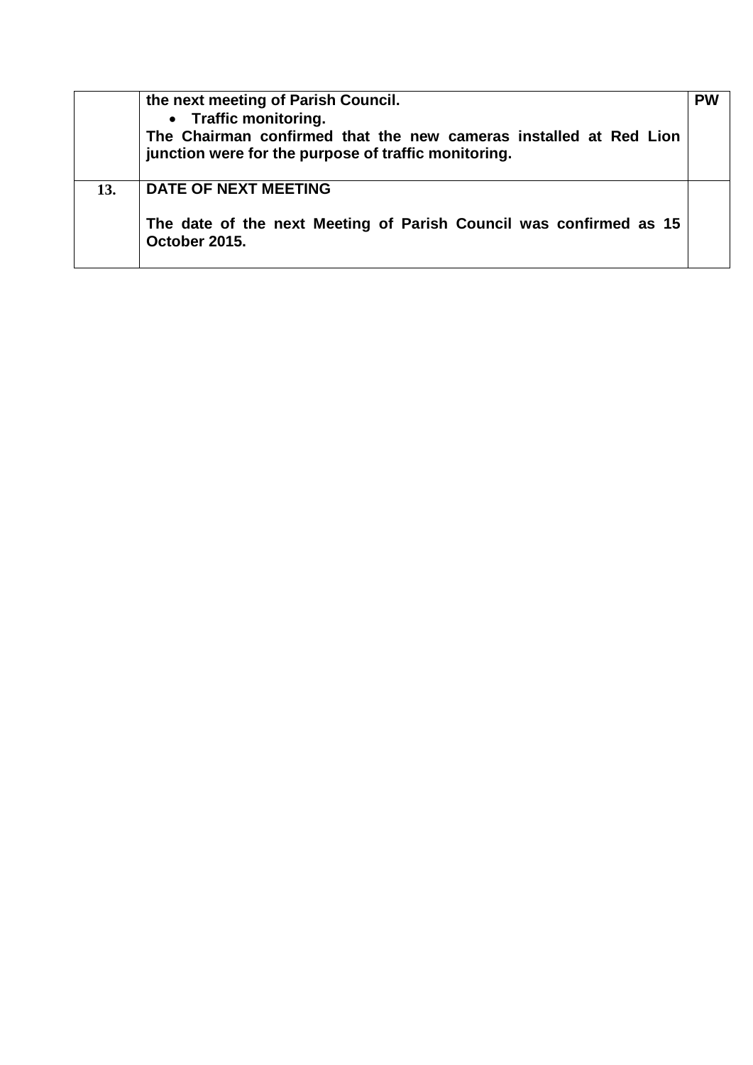| | | |
|---|---|---|
| | **the next meeting of Parish Council.**<br>• **Traffic monitoring.**<br>**The Chairman confirmed that the new cameras installed at Red Lion junction were for the purpose of traffic monitoring.** | **PW** |
| **13.** | **DATE OF NEXT MEETING**<br><br>**The date of the next Meeting of Parish Council was confirmed as 15 October 2015.** | |